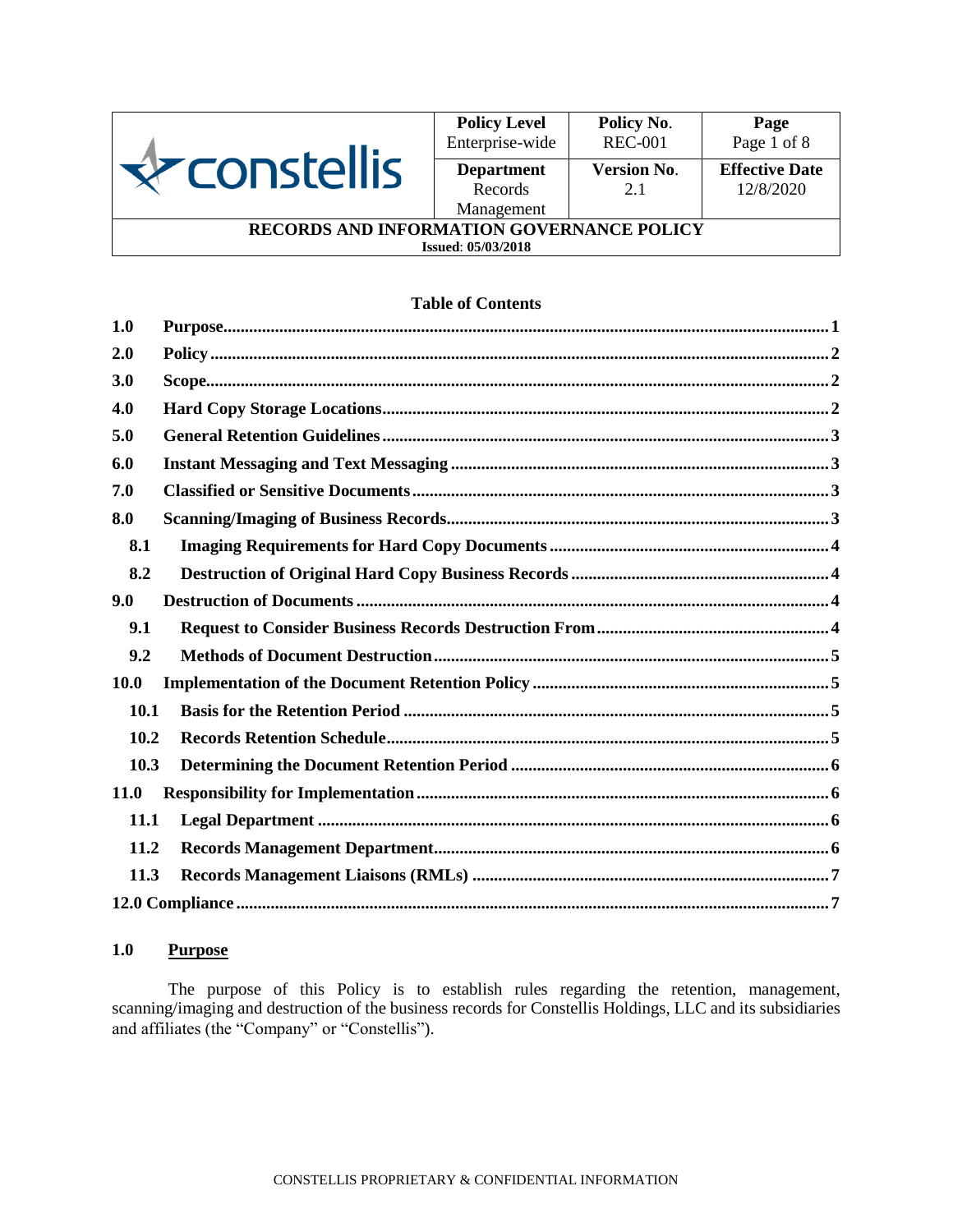| constellis | Policy Level<br>Enterprise-wide | Policy No.<br>REC-001 | Page<br>Page 1 of 8 |
|---|---|---|---|
| | Department<br>Records Management | Version No.<br>2.1 | Effective Date<br>12/8/2020 |

**RECORDS AND INFORMATION GOVERNANCE POLICY**
**Issued: 05/03/2018**

**Table of Contents**

| | | |
|---|---|---|
| 1.0 | Purpose | 1 |
| 2.0 | Policy | 2 |
| 3.0 | Scope | 2 |
| 4.0 | Hard Copy Storage Locations | 2 |
| 5.0 | General Retention Guidelines | 3 |
| 6.0 | Instant Messaging and Text Messaging | 3 |
| 7.0 | Classified or Sensitive Documents | 3 |
| 8.0 | Scanning/Imaging of Business Records | 3 |
| 8.1 | Imaging Requirements for Hard Copy Documents | 4 |
| 8.2 | Destruction of Original Hard Copy Business Records | 4 |
| 9.0 | Destruction of Documents | 4 |
| 9.1 | Request to Consider Business Records Destruction From | 4 |
| 9.2 | Methods of Document Destruction | 5 |
| 10.0 | Implementation of the Document Retention Policy | 5 |
| 10.1 | Basis for the Retention Period | 5 |
| 10.2 | Records Retention Schedule | 5 |
| 10.3 | Determining the Document Retention Period | 6 |
| 11.0 | Responsibility for Implementation | 6 |
| 11.1 | Legal Department | 6 |
| 11.2 | Records Management Department | 6 |
| 11.3 | Records Management Liaisons (RMLs) | 7 |
| 12.0 | Compliance | 7 |

## 1.0 Purpose

The purpose of this Policy is to establish rules regarding the retention, management, scanning/imaging and destruction of the business records for Constellis Holdings, LLC and its subsidiaries and affiliates (the "Company" or "Constellis").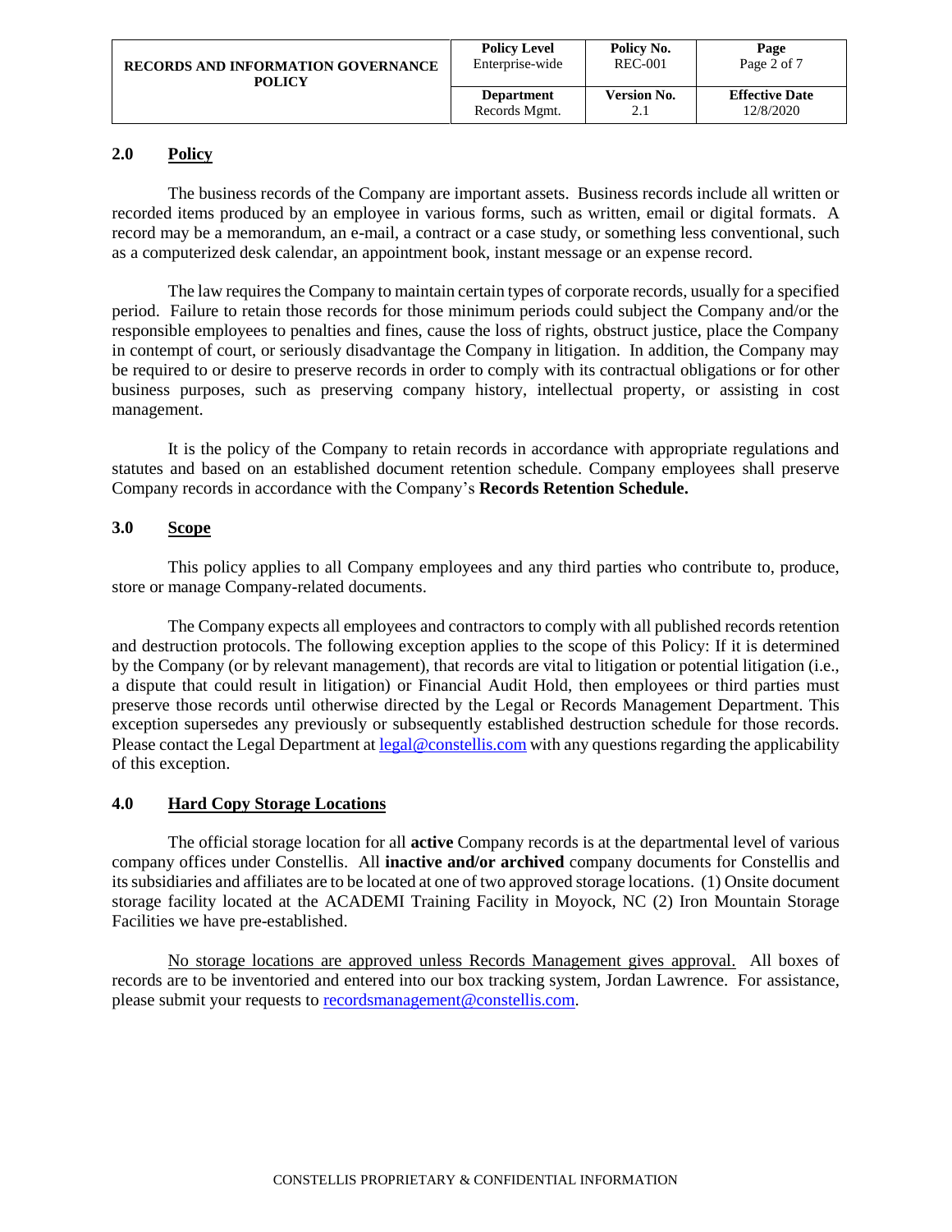## 2.0 Policy

The business records of the Company are important assets. Business records include all written or recorded items produced by an employee in various forms, such as written, email or digital formats. A record may be a memorandum, an e-mail, a contract or a case study, or something less conventional, such as a computerized desk calendar, an appointment book, instant message or an expense record.

The law requires the Company to maintain certain types of corporate records, usually for a specified period. Failure to retain those records for those minimum periods could subject the Company and/or the responsible employees to penalties and fines, cause the loss of rights, obstruct justice, place the Company in contempt of court, or seriously disadvantage the Company in litigation. In addition, the Company may be required to or desire to preserve records in order to comply with its contractual obligations or for other business purposes, such as preserving company history, intellectual property, or assisting in cost management.

It is the policy of the Company to retain records in accordance with appropriate regulations and statutes and based on an established document retention schedule. Company employees shall preserve Company records in accordance with the Company's **Records Retention Schedule.**

## 3.0 Scope

This policy applies to all Company employees and any third parties who contribute to, produce, store or manage Company-related documents.

The Company expects all employees and contractors to comply with all published records retention and destruction protocols. The following exception applies to the scope of this Policy: If it is determined by the Company (or by relevant management), that records are vital to litigation or potential litigation (i.e., a dispute that could result in litigation) or Financial Audit Hold, then employees or third parties must preserve those records until otherwise directed by the Legal or Records Management Department. This exception supersedes any previously or subsequently established destruction schedule for those records. Please contact the Legal Department at legal@constellis.com with any questions regarding the applicability of this exception.

## 4.0 Hard Copy Storage Locations

The official storage location for all **active** Company records is at the departmental level of various company offices under Constellis. All **inactive and/or archived** company documents for Constellis and its subsidiaries and affiliates are to be located at one of two approved storage locations. (1) Onsite document storage facility located at the ACADEMI Training Facility in Moyock, NC (2) Iron Mountain Storage Facilities we have pre-established.

No storage locations are approved unless Records Management gives approval. All boxes of records are to be inventoried and entered into our box tracking system, Jordan Lawrence. For assistance, please submit your requests to recordsmanagement@constellis.com.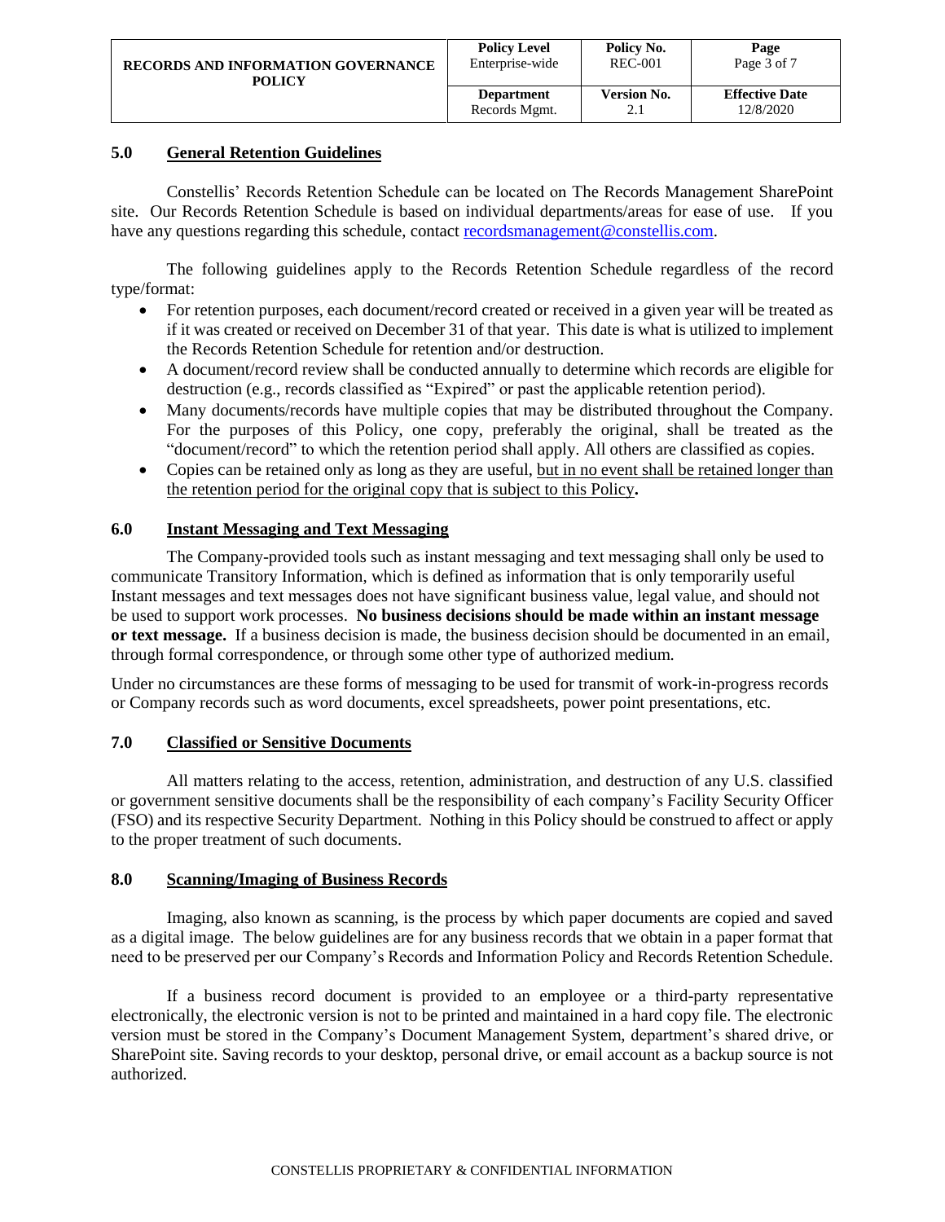## 5.0 General Retention Guidelines

Constellis' Records Retention Schedule can be located on The Records Management SharePoint site. Our Records Retention Schedule is based on individual departments/areas for ease of use. If you have any questions regarding this schedule, contact recordsmanagement@constellis.com.

The following guidelines apply to the Records Retention Schedule regardless of the record type/format:

- For retention purposes, each document/record created or received in a given year will be treated as if it was created or received on December 31 of that year. This date is what is utilized to implement the Records Retention Schedule for retention and/or destruction.
- A document/record review shall be conducted annually to determine which records are eligible for destruction (e.g., records classified as "Expired" or past the applicable retention period).
- Many documents/records have multiple copies that may be distributed throughout the Company. For the purposes of this Policy, one copy, preferably the original, shall be treated as the "document/record" to which the retention period shall apply. All others are classified as copies.
- Copies can be retained only as long as they are useful, <u>but in no event shall be retained longer than the retention period for the original copy that is subject to this Policy</u>**.**

## 6.0 Instant Messaging and Text Messaging

The Company-provided tools such as instant messaging and text messaging shall only be used to communicate Transitory Information, which is defined as information that is only temporarily useful Instant messages and text messages does not have significant business value, legal value, and should not be used to support work processes. **No business decisions should be made within an instant message or text message.** If a business decision is made, the business decision should be documented in an email, through formal correspondence, or through some other type of authorized medium.

Under no circumstances are these forms of messaging to be used for transmit of work-in-progress records or Company records such as word documents, excel spreadsheets, power point presentations, etc.

## 7.0 Classified or Sensitive Documents

All matters relating to the access, retention, administration, and destruction of any U.S. classified or government sensitive documents shall be the responsibility of each company's Facility Security Officer (FSO) and its respective Security Department. Nothing in this Policy should be construed to affect or apply to the proper treatment of such documents.

## 8.0 Scanning/Imaging of Business Records

Imaging, also known as scanning, is the process by which paper documents are copied and saved as a digital image. The below guidelines are for any business records that we obtain in a paper format that need to be preserved per our Company's Records and Information Policy and Records Retention Schedule.

If a business record document is provided to an employee or a third-party representative electronically, the electronic version is not to be printed and maintained in a hard copy file. The electronic version must be stored in the Company's Document Management System, department's shared drive, or SharePoint site. Saving records to your desktop, personal drive, or email account as a backup source is not authorized.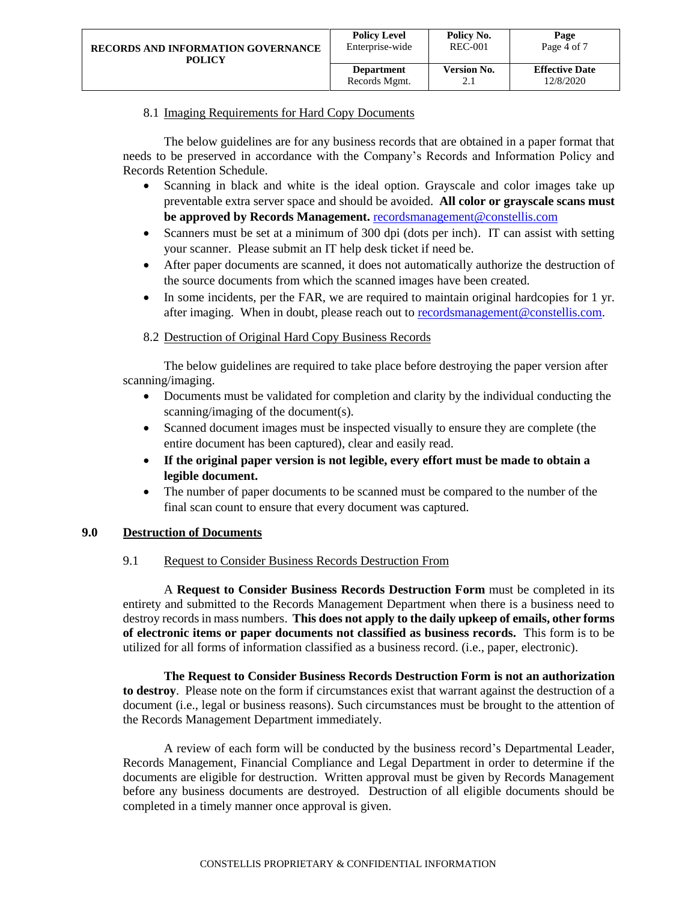### 8.1 Imaging Requirements for Hard Copy Documents

The below guidelines are for any business records that are obtained in a paper format that needs to be preserved in accordance with the Company's Records and Information Policy and Records Retention Schedule.

- Scanning in black and white is the ideal option. Grayscale and color images take up preventable extra server space and should be avoided. **All color or grayscale scans must be approved by Records Management.** recordsmanagement@constellis.com
- Scanners must be set at a minimum of 300 dpi (dots per inch). IT can assist with setting your scanner. Please submit an IT help desk ticket if need be.
- After paper documents are scanned, it does not automatically authorize the destruction of the source documents from which the scanned images have been created.
- In some incidents, per the FAR, we are required to maintain original hardcopies for 1 yr. after imaging. When in doubt, please reach out to recordsmanagement@constellis.com.

### 8.2 Destruction of Original Hard Copy Business Records

The below guidelines are required to take place before destroying the paper version after scanning/imaging.

- Documents must be validated for completion and clarity by the individual conducting the scanning/imaging of the document(s).
- Scanned document images must be inspected visually to ensure they are complete (the entire document has been captured), clear and easily read.
- **If the original paper version is not legible, every effort must be made to obtain a legible document.**
- The number of paper documents to be scanned must be compared to the number of the final scan count to ensure that every document was captured.

## 9.0 Destruction of Documents

### 9.1 Request to Consider Business Records Destruction From

A **Request to Consider Business Records Destruction Form** must be completed in its entirety and submitted to the Records Management Department when there is a business need to destroy records in mass numbers. **This does not apply to the daily upkeep of emails, other forms of electronic items or paper documents not classified as business records.** This form is to be utilized for all forms of information classified as a business record. (i.e., paper, electronic).

**The Request to Consider Business Records Destruction Form is not an authorization to destroy**. Please note on the form if circumstances exist that warrant against the destruction of a document (i.e., legal or business reasons). Such circumstances must be brought to the attention of the Records Management Department immediately.

A review of each form will be conducted by the business record's Departmental Leader, Records Management, Financial Compliance and Legal Department in order to determine if the documents are eligible for destruction. Written approval must be given by Records Management before any business documents are destroyed. Destruction of all eligible documents should be completed in a timely manner once approval is given.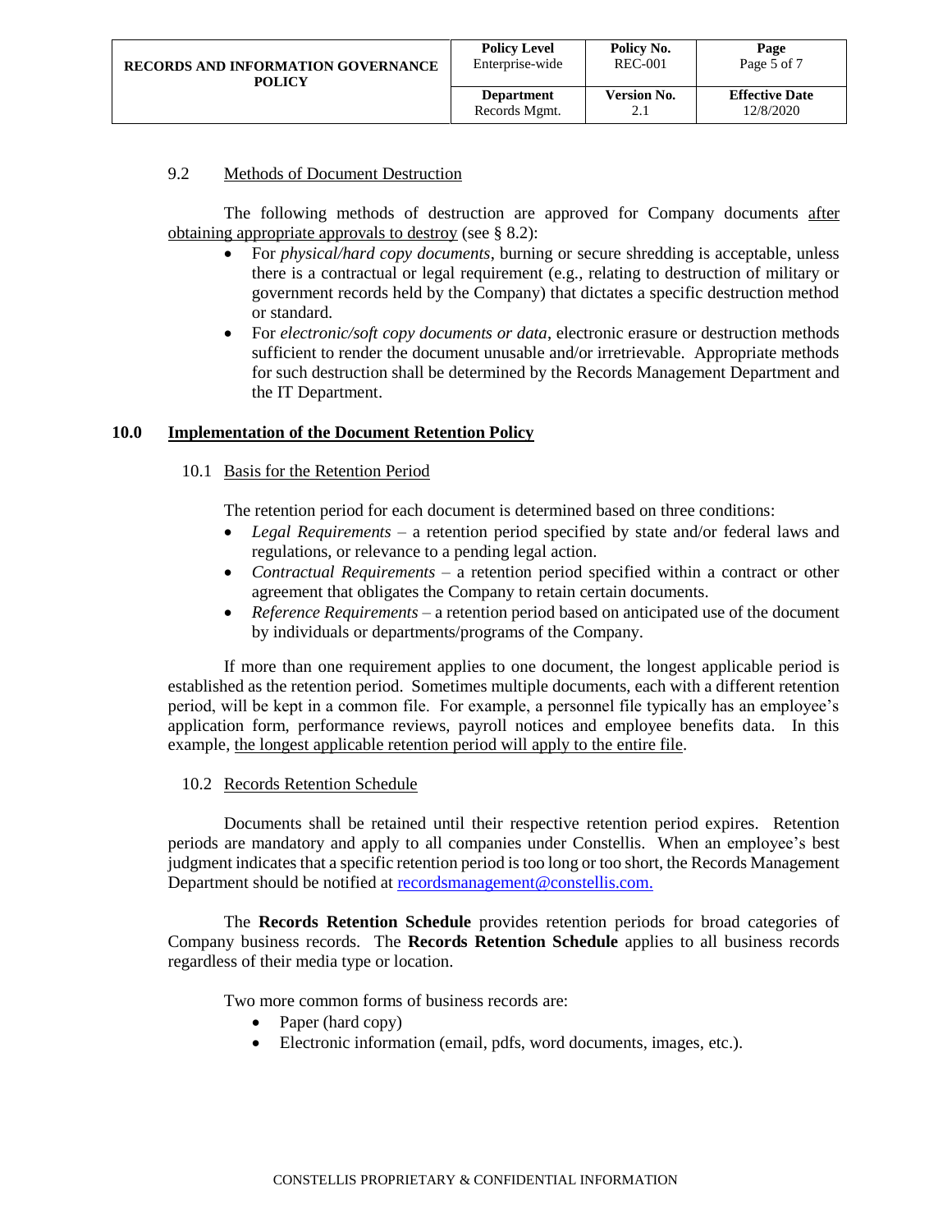### 9.2 Methods of Document Destruction

The following methods of destruction are approved for Company documents after obtaining appropriate approvals to destroy (see § 8.2):

- For *physical/hard copy documents*, burning or secure shredding is acceptable, unless there is a contractual or legal requirement (e.g., relating to destruction of military or government records held by the Company) that dictates a specific destruction method or standard.
- For *electronic/soft copy documents or data*, electronic erasure or destruction methods sufficient to render the document unusable and/or irretrievable. Appropriate methods for such destruction shall be determined by the Records Management Department and the IT Department.

## 10.0 Implementation of the Document Retention Policy

### 10.1 Basis for the Retention Period

The retention period for each document is determined based on three conditions:

- *Legal Requirements* – a retention period specified by state and/or federal laws and regulations, or relevance to a pending legal action.
- *Contractual Requirements* – a retention period specified within a contract or other agreement that obligates the Company to retain certain documents.
- *Reference Requirements* – a retention period based on anticipated use of the document by individuals or departments/programs of the Company.

If more than one requirement applies to one document, the longest applicable period is established as the retention period. Sometimes multiple documents, each with a different retention period, will be kept in a common file. For example, a personnel file typically has an employee's application form, performance reviews, payroll notices and employee benefits data. In this example, the longest applicable retention period will apply to the entire file.

### 10.2 Records Retention Schedule

Documents shall be retained until their respective retention period expires. Retention periods are mandatory and apply to all companies under Constellis. When an employee's best judgment indicates that a specific retention period is too long or too short, the Records Management Department should be notified at recordsmanagement@constellis.com.

The **Records Retention Schedule** provides retention periods for broad categories of Company business records. The **Records Retention Schedule** applies to all business records regardless of their media type or location.

Two more common forms of business records are:

- Paper (hard copy)
- Electronic information (email, pdfs, word documents, images, etc.).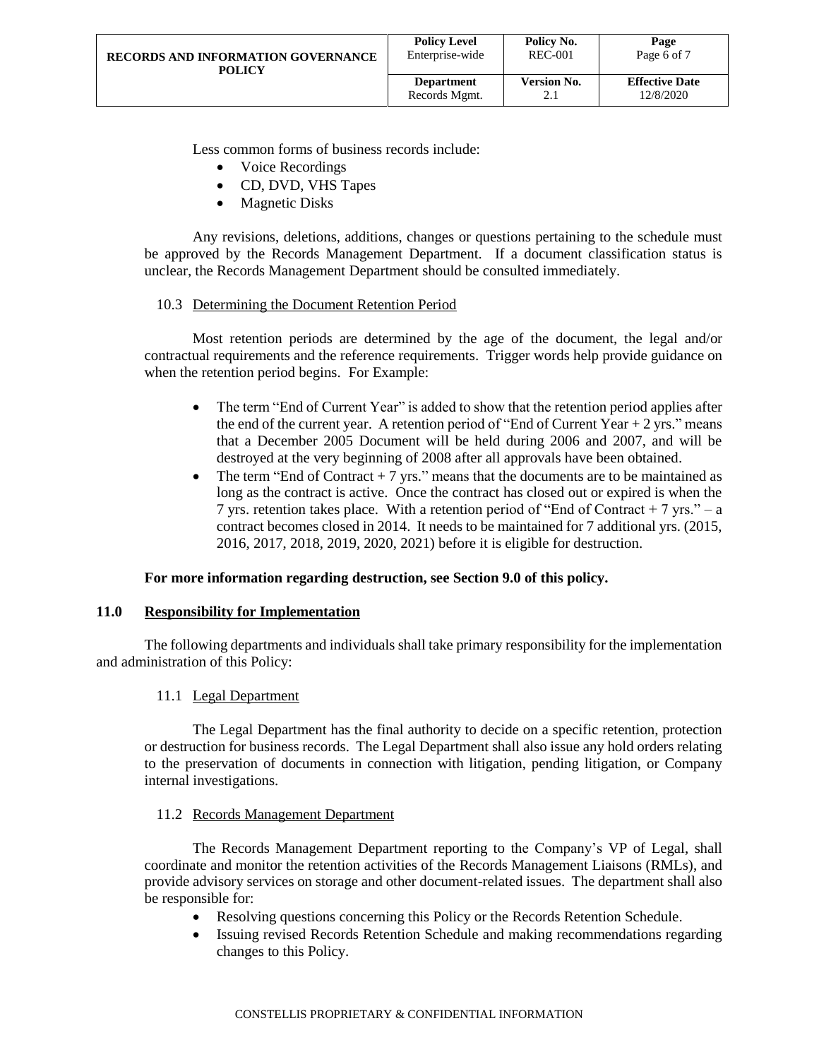Less common forms of business records include:

- Voice Recordings
- CD, DVD, VHS Tapes
- Magnetic Disks

Any revisions, deletions, additions, changes or questions pertaining to the schedule must be approved by the Records Management Department. If a document classification status is unclear, the Records Management Department should be consulted immediately.

### 10.3 Determining the Document Retention Period

Most retention periods are determined by the age of the document, the legal and/or contractual requirements and the reference requirements. Trigger words help provide guidance on when the retention period begins. For Example:

- The term "End of Current Year" is added to show that the retention period applies after the end of the current year. A retention period of "End of Current Year + 2 yrs." means that a December 2005 Document will be held during 2006 and 2007, and will be destroyed at the very beginning of 2008 after all approvals have been obtained.
- The term "End of Contract + 7 yrs." means that the documents are to be maintained as long as the contract is active. Once the contract has closed out or expired is when the 7 yrs. retention takes place. With a retention period of "End of Contract + 7 yrs." – a contract becomes closed in 2014. It needs to be maintained for 7 additional yrs. (2015, 2016, 2017, 2018, 2019, 2020, 2021) before it is eligible for destruction.

**For more information regarding destruction, see Section 9.0 of this policy.**

## 11.0 Responsibility for Implementation

The following departments and individuals shall take primary responsibility for the implementation and administration of this Policy:

### 11.1 Legal Department

The Legal Department has the final authority to decide on a specific retention, protection or destruction for business records. The Legal Department shall also issue any hold orders relating to the preservation of documents in connection with litigation, pending litigation, or Company internal investigations.

### 11.2 Records Management Department

The Records Management Department reporting to the Company's VP of Legal, shall coordinate and monitor the retention activities of the Records Management Liaisons (RMLs), and provide advisory services on storage and other document-related issues. The department shall also be responsible for:

- Resolving questions concerning this Policy or the Records Retention Schedule.
- Issuing revised Records Retention Schedule and making recommendations regarding changes to this Policy.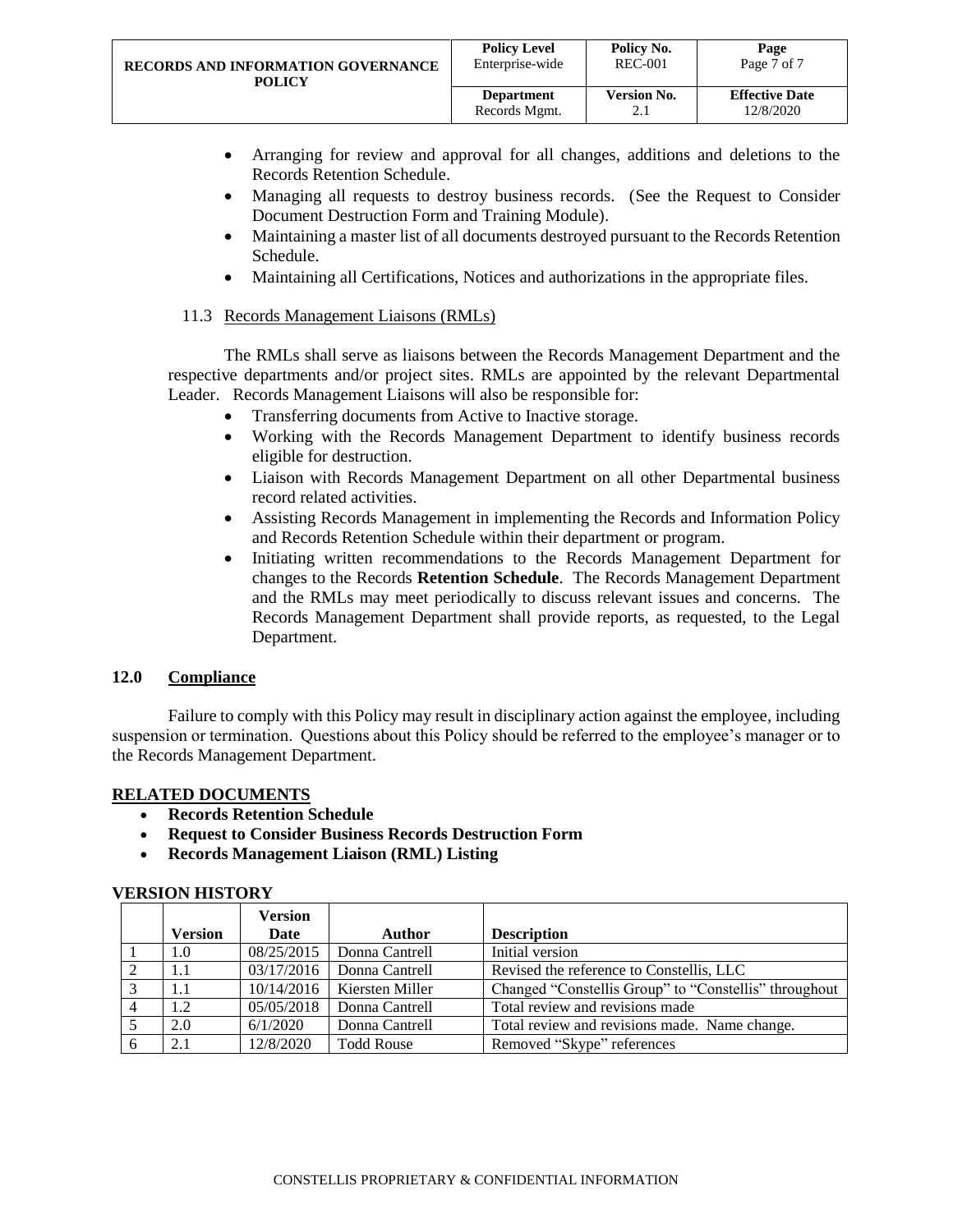- Arranging for review and approval for all changes, additions and deletions to the Records Retention Schedule.
- Managing all requests to destroy business records. (See the Request to Consider Document Destruction Form and Training Module).
- Maintaining a master list of all documents destroyed pursuant to the Records Retention Schedule.
- Maintaining all Certifications, Notices and authorizations in the appropriate files.

### 11.3 Records Management Liaisons (RMLs)

The RMLs shall serve as liaisons between the Records Management Department and the respective departments and/or project sites. RMLs are appointed by the relevant Departmental Leader. Records Management Liaisons will also be responsible for:

- Transferring documents from Active to Inactive storage.
- Working with the Records Management Department to identify business records eligible for destruction.
- Liaison with Records Management Department on all other Departmental business record related activities.
- Assisting Records Management in implementing the Records and Information Policy and Records Retention Schedule within their department or program.
- Initiating written recommendations to the Records Management Department for changes to the Records **Retention Schedule**. The Records Management Department and the RMLs may meet periodically to discuss relevant issues and concerns. The Records Management Department shall provide reports, as requested, to the Legal Department.

## 12.0 Compliance

Failure to comply with this Policy may result in disciplinary action against the employee, including suspension or termination. Questions about this Policy should be referred to the employee's manager or to the Records Management Department.

## RELATED DOCUMENTS

- **Records Retention Schedule**
- **Request to Consider Business Records Destruction Form**
- **Records Management Liaison (RML) Listing**

## VERSION HISTORY

| | Version | Version Date | Author | Description |
|---|---|---|---|---|
| 1 | 1.0 | 08/25/2015 | Donna Cantrell | Initial version |
| 2 | 1.1 | 03/17/2016 | Donna Cantrell | Revised the reference to Constellis, LLC |
| 3 | 1.1 | 10/14/2016 | Kiersten Miller | Changed "Constellis Group" to "Constellis" throughout |
| 4 | 1.2 | 05/05/2018 | Donna Cantrell | Total review and revisions made |
| 5 | 2.0 | 6/1/2020 | Donna Cantrell | Total review and revisions made. Name change. |
| 6 | 2.1 | 12/8/2020 | Todd Rouse | Removed "Skype" references |